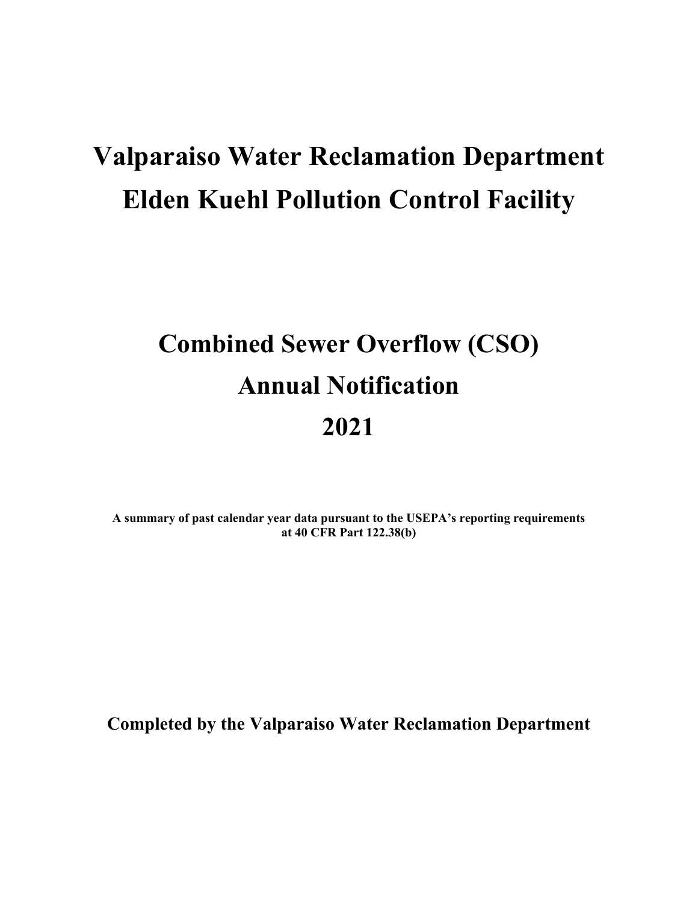# Valparaiso Water Reclamation Department
# Elden Kuehl Pollution Control Facility

# Combined Sewer Overflow (CSO)
# Annual Notification
# 2021

**A summary of past calendar year data pursuant to the USEPA's reporting requirements at 40 CFR Part 122.38(b)**

**Completed by the Valparaiso Water Reclamation Department**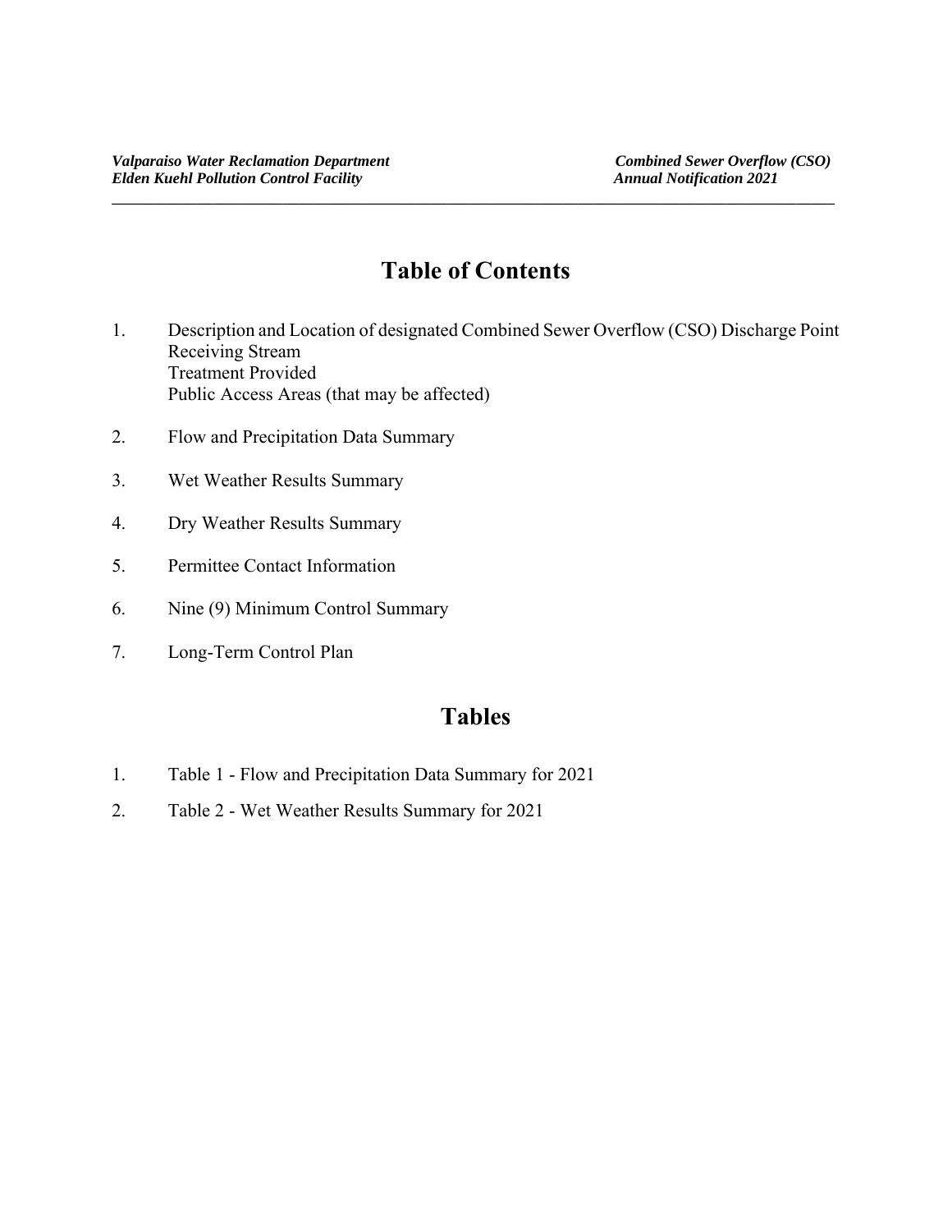# Table of Contents

1. Description and Location of designated Combined Sewer Overflow (CSO) Discharge Point
   Receiving Stream
   Treatment Provided
   Public Access Areas (that may be affected)

2. Flow and Precipitation Data Summary

3. Wet Weather Results Summary

4. Dry Weather Results Summary

5. Permittee Contact Information

6. Nine (9) Minimum Control Summary

7. Long-Term Control Plan

# Tables

1. Table 1 - Flow and Precipitation Data Summary for 2021

2. Table 2 - Wet Weather Results Summary for 2021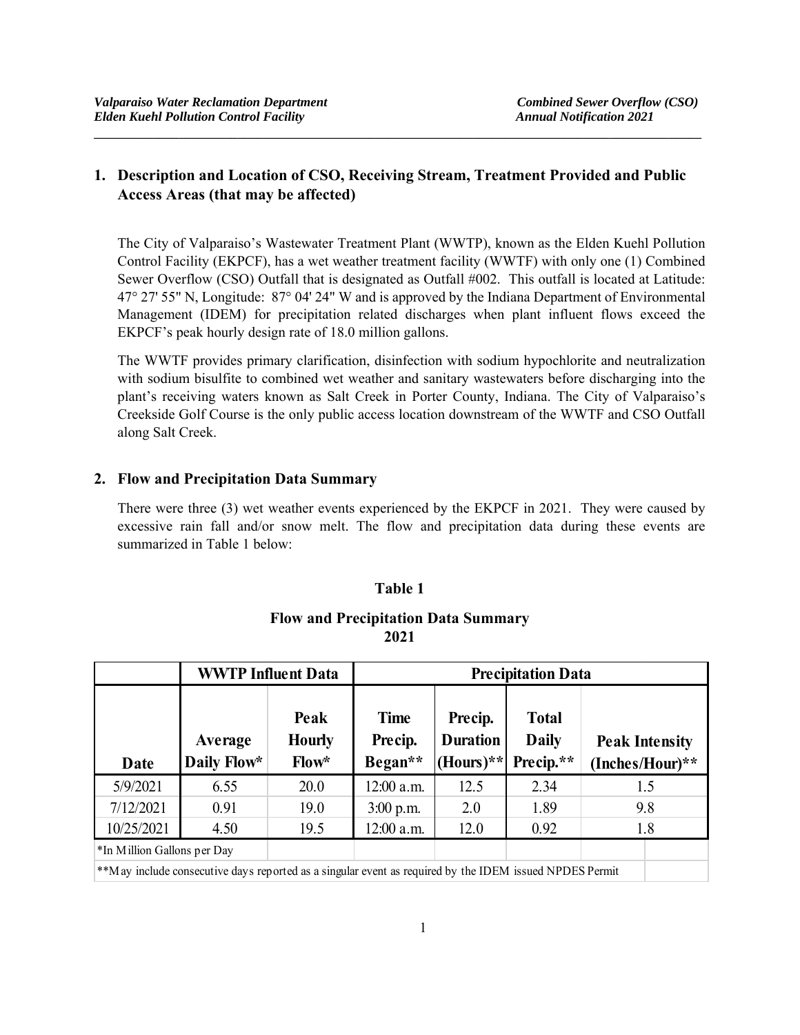## 1. Description and Location of CSO, Receiving Stream, Treatment Provided and Public Access Areas (that may be affected)

The City of Valparaiso's Wastewater Treatment Plant (WWTP), known as the Elden Kuehl Pollution Control Facility (EKPCF), has a wet weather treatment facility (WWTF) with only one (1) Combined Sewer Overflow (CSO) Outfall that is designated as Outfall #002. This outfall is located at Latitude: 47° 27' 55" N, Longitude: 87° 04' 24" W and is approved by the Indiana Department of Environmental Management (IDEM) for precipitation related discharges when plant influent flows exceed the EKPCF's peak hourly design rate of 18.0 million gallons.

The WWTF provides primary clarification, disinfection with sodium hypochlorite and neutralization with sodium bisulfite to combined wet weather and sanitary wastewaters before discharging into the plant's receiving waters known as Salt Creek in Porter County, Indiana. The City of Valparaiso's Creekside Golf Course is the only public access location downstream of the WWTF and CSO Outfall along Salt Creek.

## 2. Flow and Precipitation Data Summary

There were three (3) wet weather events experienced by the EKPCF in 2021. They were caused by excessive rain fall and/or snow melt. The flow and precipitation data during these events are summarized in Table 1 below:

**Table 1**

**Flow and Precipitation Data Summary 2021**

| | WWTP Influent Data | | Precipitation Data | | | |
|---|---|---|---|---|---|---|
| Date | Average Daily Flow* | Peak Hourly Flow* | Time Precip. Began** | Precip. Duration (Hours)** | Total Daily Precip.** | Peak Intensity (Inches/Hour)** |
| 5/9/2021 | 6.55 | 20.0 | 12:00 a.m. | 12.5 | 2.34 | 1.5 |
| 7/12/2021 | 0.91 | 19.0 | 3:00 p.m. | 2.0 | 1.89 | 9.8 |
| 10/25/2021 | 4.50 | 19.5 | 12:00 a.m. | 12.0 | 0.92 | 1.8 |

*In Million Gallons per Day

**May include consecutive days reported as a singular event as required by the IDEM issued NPDES Permit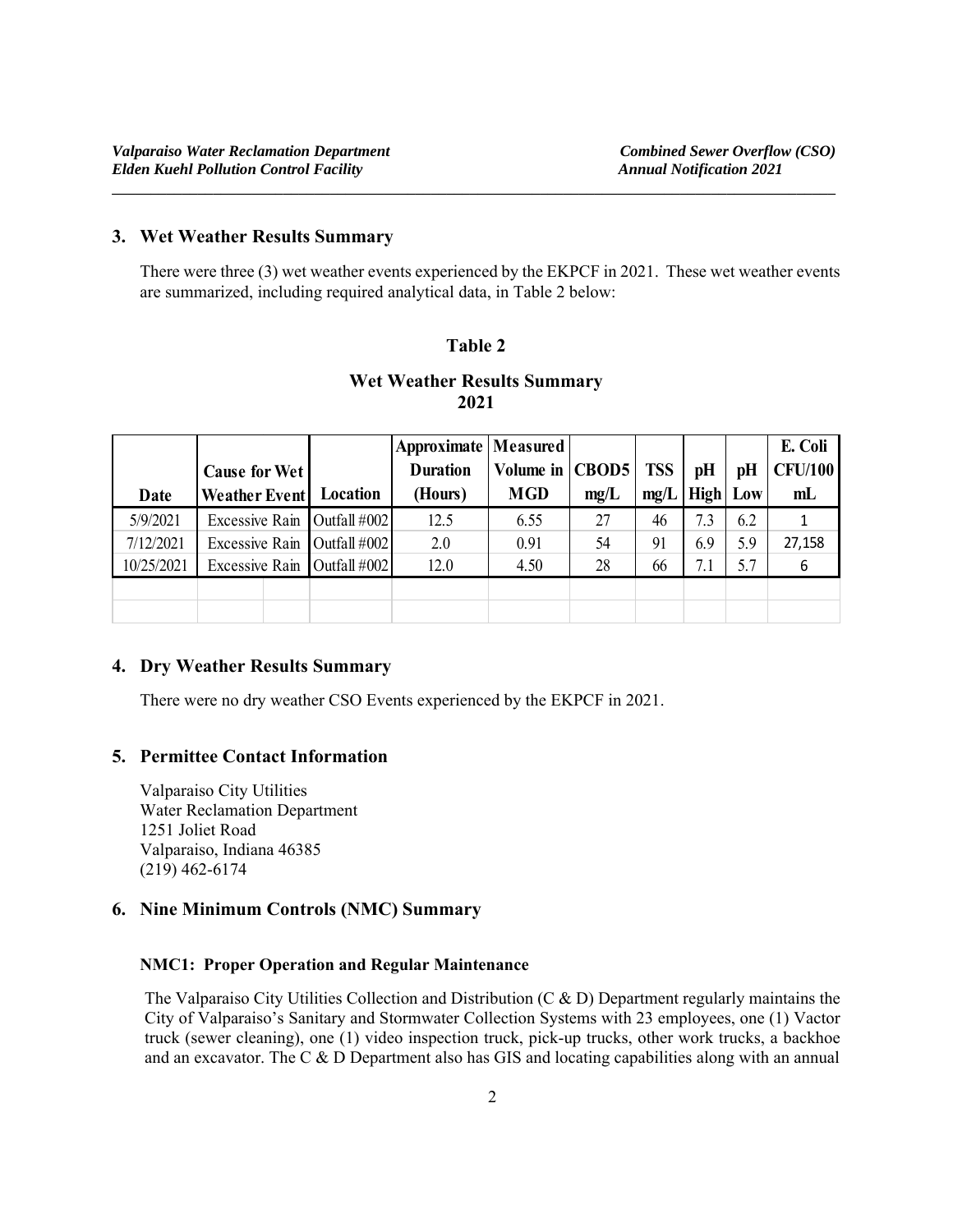## 3. Wet Weather Results Summary

There were three (3) wet weather events experienced by the EKPCF in 2021. These wet weather events are summarized, including required analytical data, in Table 2 below:

**Table 2**

**Wet Weather Results Summary 2021**

| Date | Cause for Wet Weather Event | Location | Approximate Duration (Hours) | Measured Volume in MGD | CBOD5 mg/L | TSS mg/L | pH High | pH Low | E. Coli CFU/100 mL |
|---|---|---|---|---|---|---|---|---|---|
| 5/9/2021 | Excessive Rain | Outfall #002 | 12.5 | 6.55 | 27 | 46 | 7.3 | 6.2 | 1 |
| 7/12/2021 | Excessive Rain | Outfall #002 | 2.0 | 0.91 | 54 | 91 | 6.9 | 5.9 | 27,158 |
| 10/25/2021 | Excessive Rain | Outfall #002 | 12.0 | 4.50 | 28 | 66 | 7.1 | 5.7 | 6 |
| | | | | | | | | | |
| | | | | | | | | | |

## 4. Dry Weather Results Summary

There were no dry weather CSO Events experienced by the EKPCF in 2021.

## 5. Permittee Contact Information

Valparaiso City Utilities
Water Reclamation Department
1251 Joliet Road
Valparaiso, Indiana 46385
(219) 462-6174

## 6. Nine Minimum Controls (NMC) Summary

### NMC1: Proper Operation and Regular Maintenance

The Valparaiso City Utilities Collection and Distribution (C & D) Department regularly maintains the City of Valparaiso's Sanitary and Stormwater Collection Systems with 23 employees, one (1) Vactor truck (sewer cleaning), one (1) video inspection truck, pick-up trucks, other work trucks, a backhoe and an excavator. The C & D Department also has GIS and locating capabilities along with an annual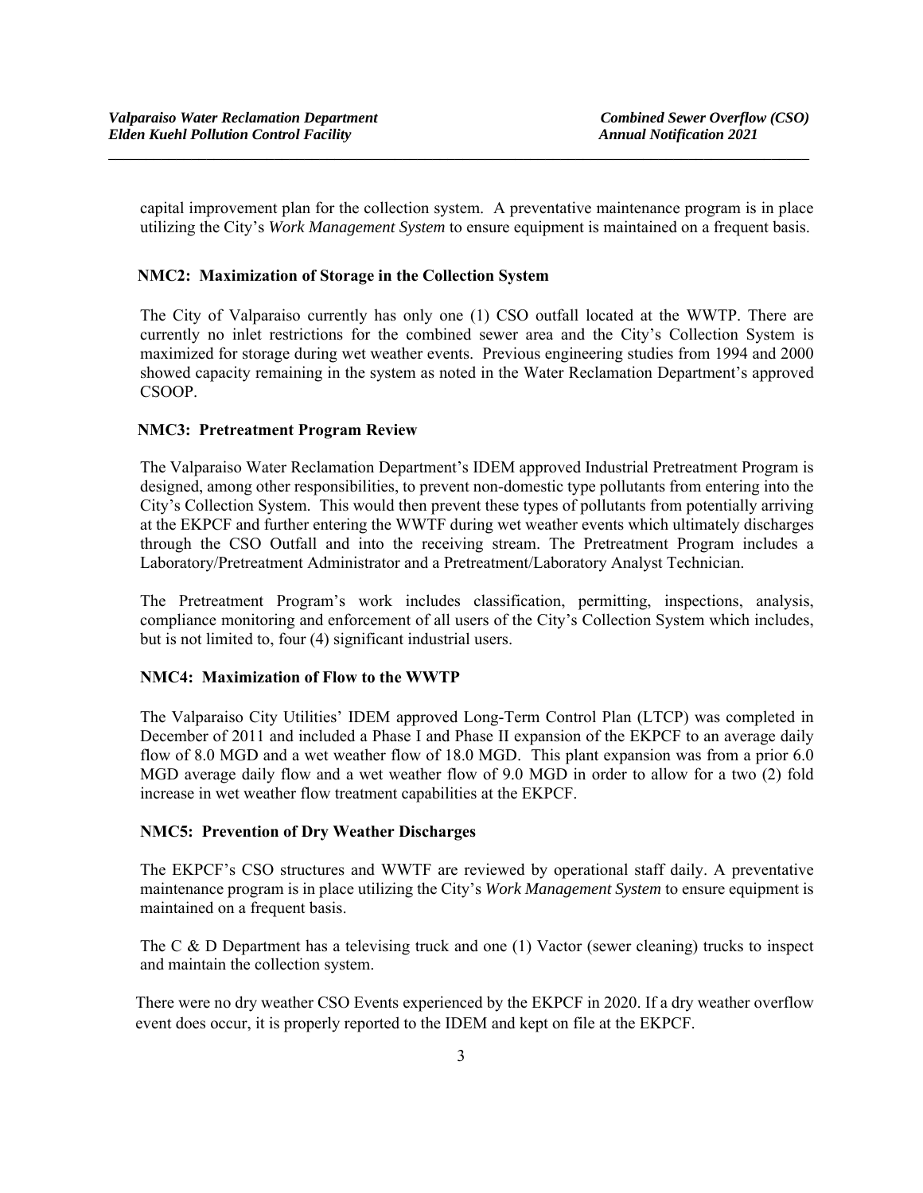capital improvement plan for the collection system. A preventative maintenance program is in place utilizing the City's *Work Management System* to ensure equipment is maintained on a frequent basis.

**NMC2: Maximization of Storage in the Collection System**

The City of Valparaiso currently has only one (1) CSO outfall located at the WWTP. There are currently no inlet restrictions for the combined sewer area and the City's Collection System is maximized for storage during wet weather events. Previous engineering studies from 1994 and 2000 showed capacity remaining in the system as noted in the Water Reclamation Department's approved CSOOP.

**NMC3: Pretreatment Program Review**

The Valparaiso Water Reclamation Department's IDEM approved Industrial Pretreatment Program is designed, among other responsibilities, to prevent non-domestic type pollutants from entering into the City's Collection System. This would then prevent these types of pollutants from potentially arriving at the EKPCF and further entering the WWTF during wet weather events which ultimately discharges through the CSO Outfall and into the receiving stream. The Pretreatment Program includes a Laboratory/Pretreatment Administrator and a Pretreatment/Laboratory Analyst Technician.

The Pretreatment Program's work includes classification, permitting, inspections, analysis, compliance monitoring and enforcement of all users of the City's Collection System which includes, but is not limited to, four (4) significant industrial users.

**NMC4: Maximization of Flow to the WWTP**

The Valparaiso City Utilities' IDEM approved Long-Term Control Plan (LTCP) was completed in December of 2011 and included a Phase I and Phase II expansion of the EKPCF to an average daily flow of 8.0 MGD and a wet weather flow of 18.0 MGD. This plant expansion was from a prior 6.0 MGD average daily flow and a wet weather flow of 9.0 MGD in order to allow for a two (2) fold increase in wet weather flow treatment capabilities at the EKPCF.

**NMC5: Prevention of Dry Weather Discharges**

The EKPCF's CSO structures and WWTF are reviewed by operational staff daily. A preventative maintenance program is in place utilizing the City's *Work Management System* to ensure equipment is maintained on a frequent basis.

The C & D Department has a televising truck and one (1) Vactor (sewer cleaning) trucks to inspect and maintain the collection system.

There were no dry weather CSO Events experienced by the EKPCF in 2020. If a dry weather overflow event does occur, it is properly reported to the IDEM and kept on file at the EKPCF.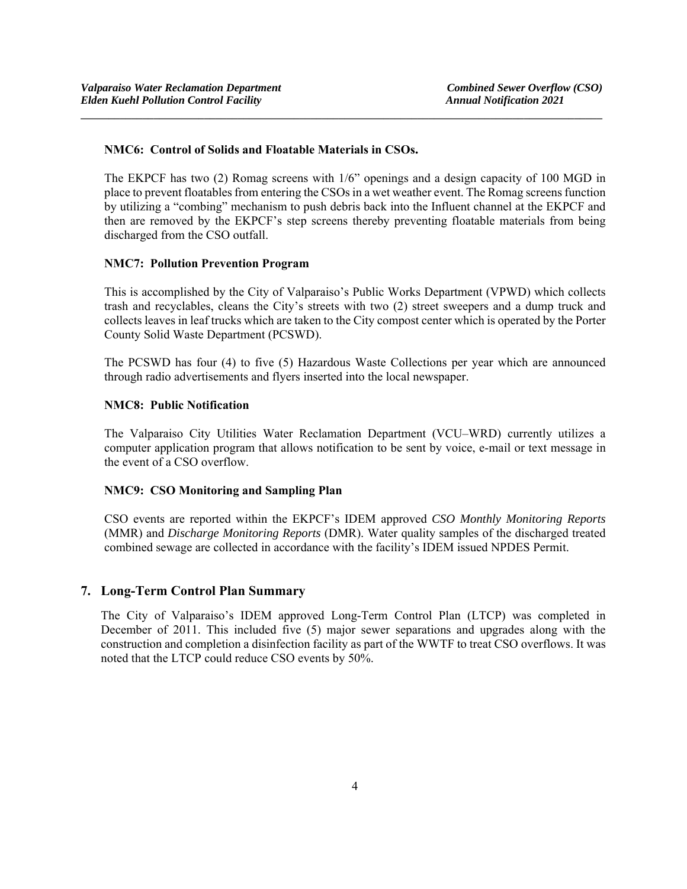**NMC6: Control of Solids and Floatable Materials in CSOs.**

The EKPCF has two (2) Romag screens with 1/6" openings and a design capacity of 100 MGD in place to prevent floatables from entering the CSOs in a wet weather event. The Romag screens function by utilizing a "combing" mechanism to push debris back into the Influent channel at the EKPCF and then are removed by the EKPCF's step screens thereby preventing floatable materials from being discharged from the CSO outfall.

**NMC7: Pollution Prevention Program**

This is accomplished by the City of Valparaiso's Public Works Department (VPWD) which collects trash and recyclables, cleans the City's streets with two (2) street sweepers and a dump truck and collects leaves in leaf trucks which are taken to the City compost center which is operated by the Porter County Solid Waste Department (PCSWD).

The PCSWD has four (4) to five (5) Hazardous Waste Collections per year which are announced through radio advertisements and flyers inserted into the local newspaper.

**NMC8: Public Notification**

The Valparaiso City Utilities Water Reclamation Department (VCU–WRD) currently utilizes a computer application program that allows notification to be sent by voice, e-mail or text message in the event of a CSO overflow.

**NMC9: CSO Monitoring and Sampling Plan**

CSO events are reported within the EKPCF's IDEM approved *CSO Monthly Monitoring Reports* (MMR) and *Discharge Monitoring Reports* (DMR). Water quality samples of the discharged treated combined sewage are collected in accordance with the facility's IDEM issued NPDES Permit.

## 7. Long-Term Control Plan Summary

The City of Valparaiso's IDEM approved Long-Term Control Plan (LTCP) was completed in December of 2011. This included five (5) major sewer separations and upgrades along with the construction and completion a disinfection facility as part of the WWTF to treat CSO overflows. It was noted that the LTCP could reduce CSO events by 50%.